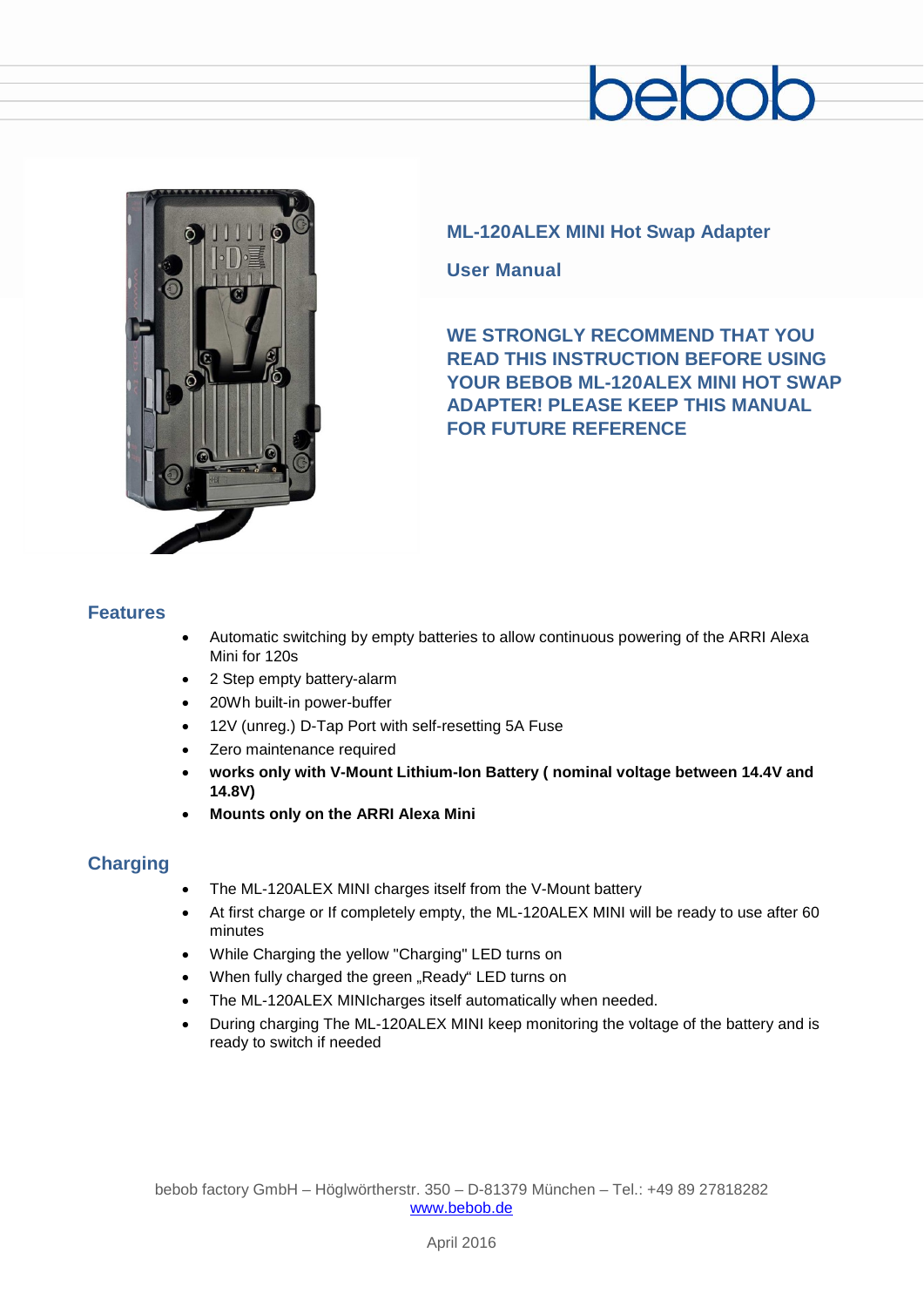bebob

# ML-120ALEX MINI Hot Swap Adapter

## User Manual

**WE STRONGLY RECOMMEND THAT YOU READ THIS INSTRUCTION BEFORE USING YOUR BEBOB ML-120ALEX MINI HOT SWAP ADAPTER! PLEASE KEEP THIS MANUAL FOR FUTURE REFERENCE**

## Features

- Automatic switching by empty batteries to allow continuous powering of the ARRI Alexa Mini for 120s
- 2 Step empty battery-alarm
- 20Wh built-in power-buffer
- 12V (unreg.) D-Tap Port with self-resetting 5A Fuse
- Zero maintenance required
- **works only with V-Mount Lithium-Ion Battery ( nominal voltage between 14.4V and 14.8V)**
- **Mounts only on the ARRI Alexa Mini**

## Charging

- The ML-120ALEX MINI charges itself from the V-Mount battery
- At first charge or If completely empty, the ML-120ALEX MINI will be ready to use after 60 minutes
- While Charging the yellow "Charging" LED turns on
- When fully charged the green „Ready“ LED turns on
- The ML-120ALEX MINIcharges itself automatically when needed.
- During charging The ML-120ALEX MINI keep monitoring the voltage of the battery and is ready to switch if needed

bebob factory GmbH – Höglwörtherstr. 350 – D-81379 München – Tel.: +49 89 27818282
www.bebob.de

April 2016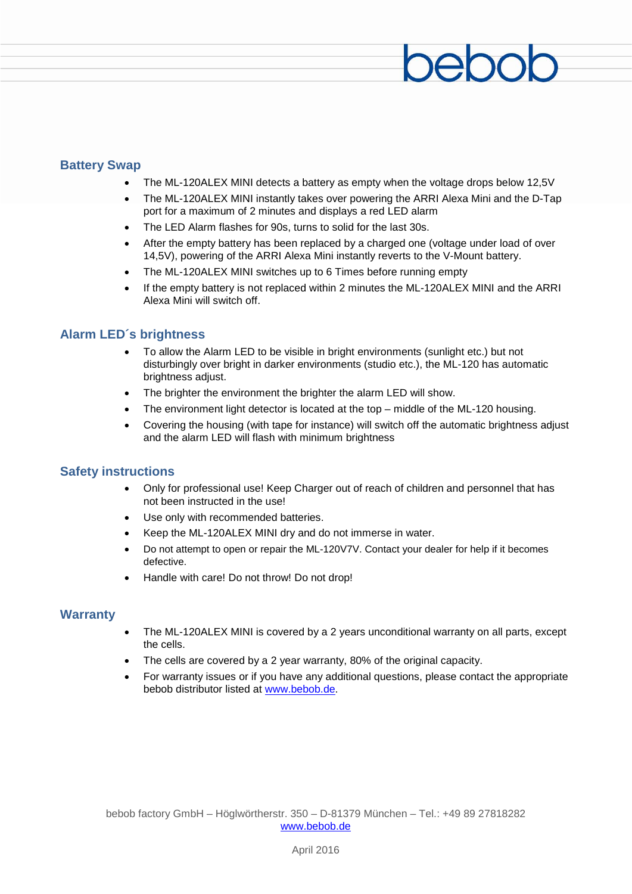## Battery Swap

- The ML-120ALEX MINI detects a battery as empty when the voltage drops below 12,5V
- The ML-120ALEX MINI instantly takes over powering the ARRI Alexa Mini and the D-Tap port for a maximum of 2 minutes and displays a red LED alarm
- The LED Alarm flashes for 90s, turns to solid for the last 30s.
- After the empty battery has been replaced by a charged one (voltage under load of over 14,5V), powering of the ARRI Alexa Mini instantly reverts to the V-Mount battery.
- The ML-120ALEX MINI switches up to 6 Times before running empty
- If the empty battery is not replaced within 2 minutes the ML-120ALEX MINI and the ARRI Alexa Mini will switch off.

## Alarm LED´s brightness

- To allow the Alarm LED to be visible in bright environments (sunlight etc.) but not disturbingly over bright in darker environments (studio etc.), the ML-120 has automatic brightness adjust.
- The brighter the environment the brighter the alarm LED will show.
- The environment light detector is located at the top – middle of the ML-120 housing.
- Covering the housing (with tape for instance) will switch off the automatic brightness adjust and the alarm LED will flash with minimum brightness

## Safety instructions

- Only for professional use! Keep Charger out of reach of children and personnel that has not been instructed in the use!
- Use only with recommended batteries.
- Keep the ML-120ALEX MINI dry and do not immerse in water.
- Do not attempt to open or repair the ML-120V7V. Contact your dealer for help if it becomes defective.
- Handle with care! Do not throw! Do not drop!

## Warranty

- The ML-120ALEX MINI is covered by a 2 years unconditional warranty on all parts, except the cells.
- The cells are covered by a 2 year warranty, 80% of the original capacity.
- For warranty issues or if you have any additional questions, please contact the appropriate bebob distributor listed at www.bebob.de.

bebob factory GmbH – Höglwörtherstr. 350 – D-81379 München – Tel.: +49 89 27818282
www.bebob.de

April 2016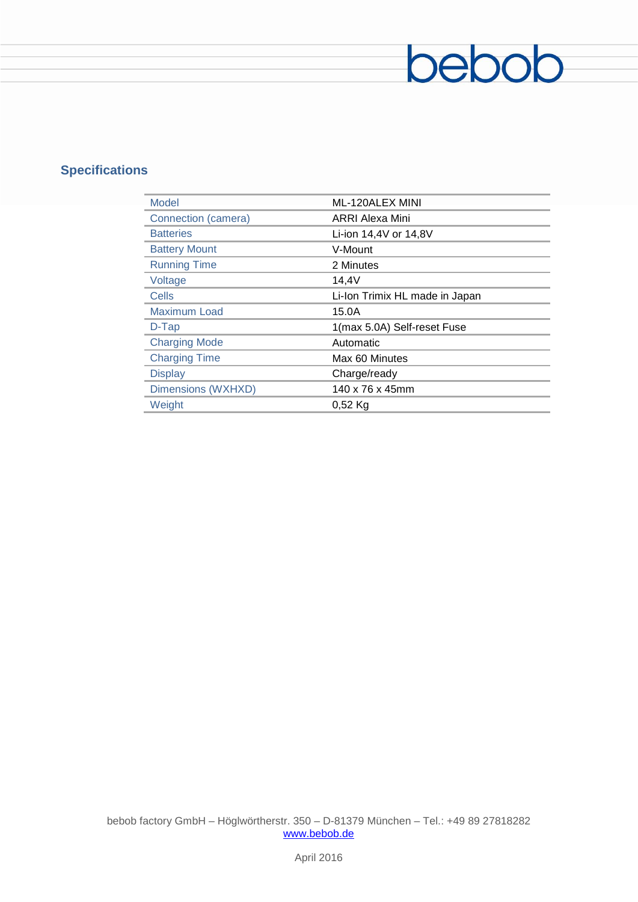## Specifications

| | |
|---|---|
| Model | ML-120ALEX MINI |
| Connection (camera) | ARRI Alexa Mini |
| Batteries | Li-ion 14,4V or 14,8V |
| Battery Mount | V-Mount |
| Running Time | 2 Minutes |
| Voltage | 14,4V |
| Cells | Li-Ion Trimix HL made in Japan |
| Maximum Load | 15.0A |
| D-Tap | 1(max 5.0A) Self-reset Fuse |
| Charging Mode | Automatic |
| Charging Time | Max 60 Minutes |
| Display | Charge/ready |
| Dimensions (WXHXD) | 140 x 76 x 45mm |
| Weight | 0,52 Kg |

bebob factory GmbH – Höglwörtherstr. 350 – D-81379 München – Tel.: +49 89 27818282
www.bebob.de

April 2016